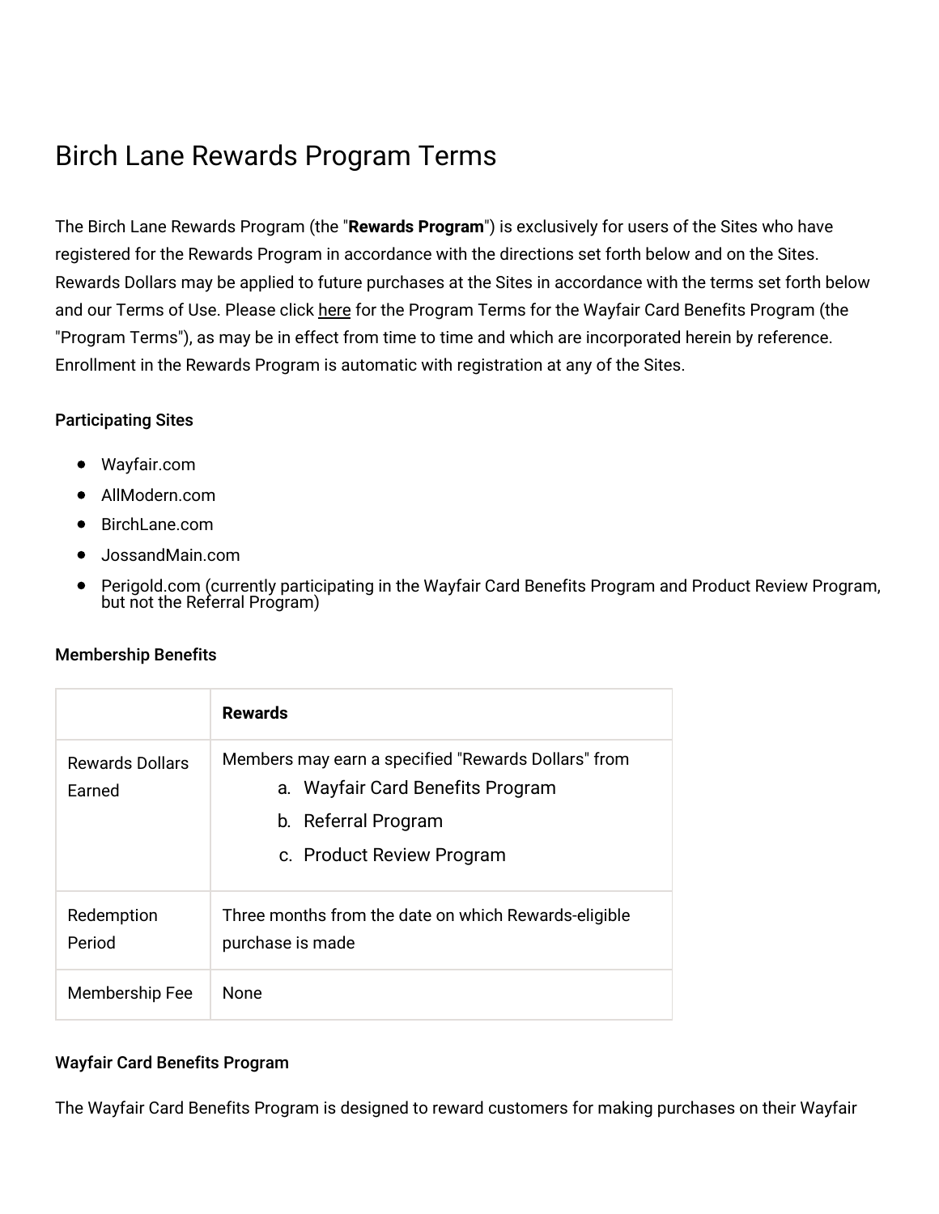# Birch Lane Rewards Program Terms

The Birch Lane Rewards Program (the "**Rewards Program**") is exclusively for users of the Sites who have registered for the Rewards Program in accordance with the directions set forth below and on the Sites. Rewards Dollars may be applied to future purchases at the Sites in accordance with the terms set forth below and our Terms of Use. Please click here for the Program Terms for the Wayfair Card Benefits Program (the "Program Terms"), as may be in effect from time to time and which are incorporated herein by reference. Enrollment in the Rewards Program is automatic with registration at any of the Sites.

### Participating Sites

- Wayfair.com
- AllModern.com
- BirchLane.com
- JossandMain.com
- Perigold.com (currently participating in the Wayfair Card Benefits Program and Product Review Program, but not the Referral Program)

### Membership Benefits

| | **Rewards** |
|---|---|
| Rewards Dollars Earned | Members may earn a specified "Rewards Dollars" from<br>a. Wayfair Card Benefits Program<br>b. Referral Program<br>c. Product Review Program |
| Redemption Period | Three months from the date on which Rewards-eligible purchase is made |
| Membership Fee | None |

### Wayfair Card Benefits Program

The Wayfair Card Benefits Program is designed to reward customers for making purchases on their Wayfair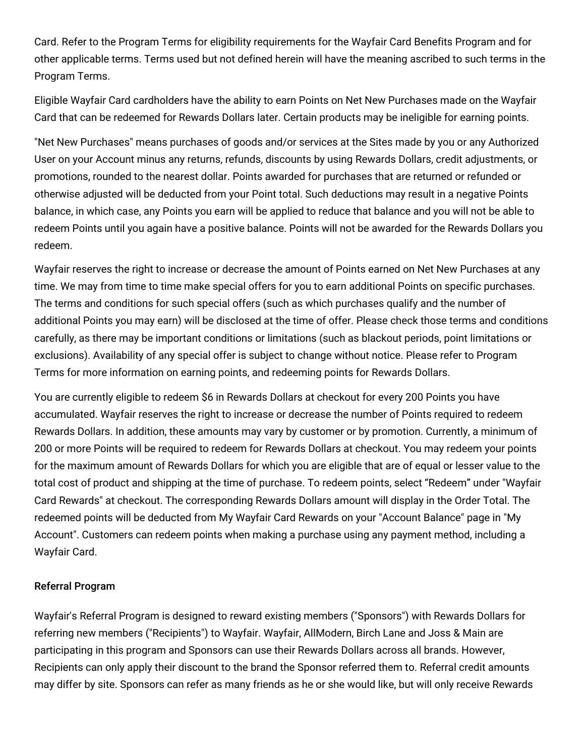Card. Refer to the Program Terms for eligibility requirements for the Wayfair Card Benefits Program and for other applicable terms. Terms used but not defined herein will have the meaning ascribed to such terms in the Program Terms.

Eligible Wayfair Card cardholders have the ability to earn Points on Net New Purchases made on the Wayfair Card that can be redeemed for Rewards Dollars later. Certain products may be ineligible for earning points.

"Net New Purchases" means purchases of goods and/or services at the Sites made by you or any Authorized User on your Account minus any returns, refunds, discounts by using Rewards Dollars, credit adjustments, or promotions, rounded to the nearest dollar. Points awarded for purchases that are returned or refunded or otherwise adjusted will be deducted from your Point total. Such deductions may result in a negative Points balance, in which case, any Points you earn will be applied to reduce that balance and you will not be able to redeem Points until you again have a positive balance. Points will not be awarded for the Rewards Dollars you redeem.

Wayfair reserves the right to increase or decrease the amount of Points earned on Net New Purchases at any time. We may from time to time make special offers for you to earn additional Points on specific purchases. The terms and conditions for such special offers (such as which purchases qualify and the number of additional Points you may earn) will be disclosed at the time of offer. Please check those terms and conditions carefully, as there may be important conditions or limitations (such as blackout periods, point limitations or exclusions). Availability of any special offer is subject to change without notice. Please refer to Program Terms for more information on earning points, and redeeming points for Rewards Dollars.

You are currently eligible to redeem $6 in Rewards Dollars at checkout for every 200 Points you have accumulated. Wayfair reserves the right to increase or decrease the number of Points required to redeem Rewards Dollars. In addition, these amounts may vary by customer or by promotion. Currently, a minimum of 200 or more Points will be required to redeem for Rewards Dollars at checkout. You may redeem your points for the maximum amount of Rewards Dollars for which you are eligible that are of equal or lesser value to the total cost of product and shipping at the time of purchase. To redeem points, select “Redeem” under "Wayfair Card Rewards" at checkout. The corresponding Rewards Dollars amount will display in the Order Total. The redeemed points will be deducted from My Wayfair Card Rewards on your "Account Balance" page in "My Account". Customers can redeem points when making a purchase using any payment method, including a Wayfair Card.

#### Referral Program

Wayfair's Referral Program is designed to reward existing members ("Sponsors") with Rewards Dollars for referring new members ("Recipients") to Wayfair. Wayfair, AllModern, Birch Lane and Joss & Main are participating in this program and Sponsors can use their Rewards Dollars across all brands. However, Recipients can only apply their discount to the brand the Sponsor referred them to. Referral credit amounts may differ by site. Sponsors can refer as many friends as he or she would like, but will only receive Rewards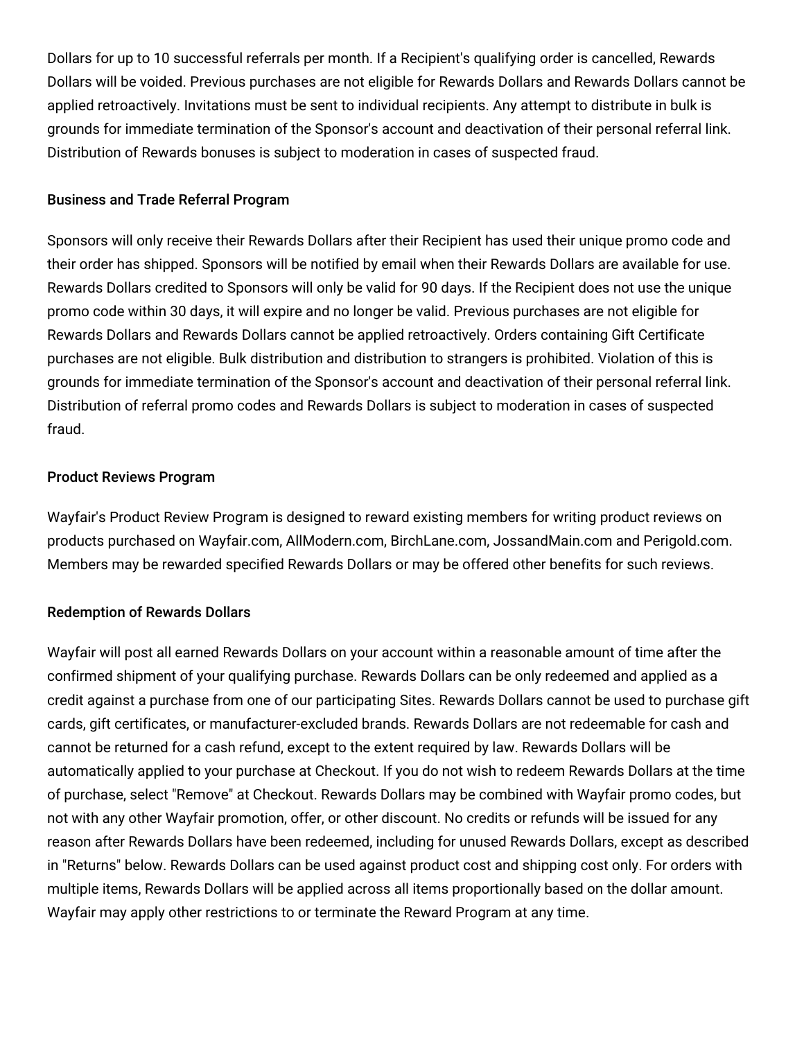Dollars for up to 10 successful referrals per month. If a Recipient's qualifying order is cancelled, Rewards Dollars will be voided. Previous purchases are not eligible for Rewards Dollars and Rewards Dollars cannot be applied retroactively. Invitations must be sent to individual recipients. Any attempt to distribute in bulk is grounds for immediate termination of the Sponsor's account and deactivation of their personal referral link. Distribution of Rewards bonuses is subject to moderation in cases of suspected fraud.

### Business and Trade Referral Program

Sponsors will only receive their Rewards Dollars after their Recipient has used their unique promo code and their order has shipped. Sponsors will be notified by email when their Rewards Dollars are available for use. Rewards Dollars credited to Sponsors will only be valid for 90 days. If the Recipient does not use the unique promo code within 30 days, it will expire and no longer be valid. Previous purchases are not eligible for Rewards Dollars and Rewards Dollars cannot be applied retroactively. Orders containing Gift Certificate purchases are not eligible. Bulk distribution and distribution to strangers is prohibited. Violation of this is grounds for immediate termination of the Sponsor's account and deactivation of their personal referral link. Distribution of referral promo codes and Rewards Dollars is subject to moderation in cases of suspected fraud.

### Product Reviews Program

Wayfair's Product Review Program is designed to reward existing members for writing product reviews on products purchased on Wayfair.com, AllModern.com, BirchLane.com, JossandMain.com and Perigold.com. Members may be rewarded specified Rewards Dollars or may be offered other benefits for such reviews.

### Redemption of Rewards Dollars

Wayfair will post all earned Rewards Dollars on your account within a reasonable amount of time after the confirmed shipment of your qualifying purchase. Rewards Dollars can be only redeemed and applied as a credit against a purchase from one of our participating Sites. Rewards Dollars cannot be used to purchase gift cards, gift certificates, or manufacturer-excluded brands. Rewards Dollars are not redeemable for cash and cannot be returned for a cash refund, except to the extent required by law. Rewards Dollars will be automatically applied to your purchase at Checkout. If you do not wish to redeem Rewards Dollars at the time of purchase, select "Remove" at Checkout. Rewards Dollars may be combined with Wayfair promo codes, but not with any other Wayfair promotion, offer, or other discount. No credits or refunds will be issued for any reason after Rewards Dollars have been redeemed, including for unused Rewards Dollars, except as described in "Returns" below. Rewards Dollars can be used against product cost and shipping cost only. For orders with multiple items, Rewards Dollars will be applied across all items proportionally based on the dollar amount. Wayfair may apply other restrictions to or terminate the Reward Program at any time.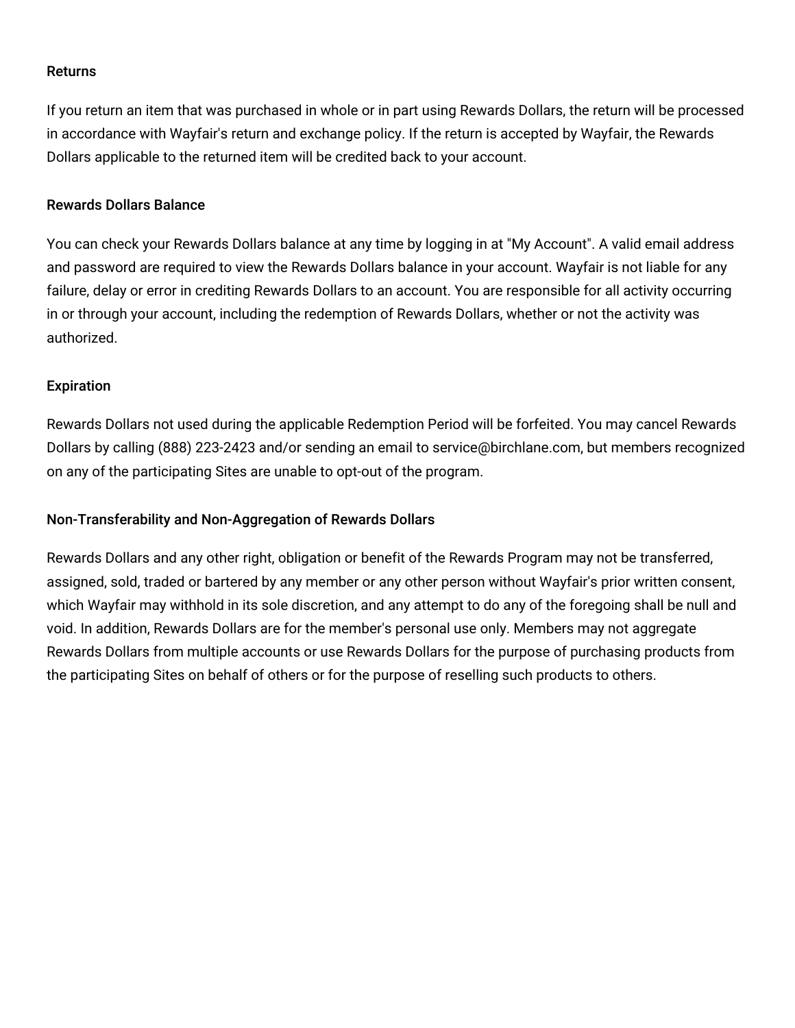### Returns

If you return an item that was purchased in whole or in part using Rewards Dollars, the return will be processed in accordance with Wayfair's return and exchange policy. If the return is accepted by Wayfair, the Rewards Dollars applicable to the returned item will be credited back to your account.

### Rewards Dollars Balance

You can check your Rewards Dollars balance at any time by logging in at "My Account". A valid email address and password are required to view the Rewards Dollars balance in your account. Wayfair is not liable for any failure, delay or error in crediting Rewards Dollars to an account. You are responsible for all activity occurring in or through your account, including the redemption of Rewards Dollars, whether or not the activity was authorized.

### Expiration

Rewards Dollars not used during the applicable Redemption Period will be forfeited. You may cancel Rewards Dollars by calling (888) 223-2423 and/or sending an email to service@birchlane.com, but members recognized on any of the participating Sites are unable to opt-out of the program.

### Non-Transferability and Non-Aggregation of Rewards Dollars

Rewards Dollars and any other right, obligation or benefit of the Rewards Program may not be transferred, assigned, sold, traded or bartered by any member or any other person without Wayfair's prior written consent, which Wayfair may withhold in its sole discretion, and any attempt to do any of the foregoing shall be null and void. In addition, Rewards Dollars are for the member's personal use only. Members may not aggregate Rewards Dollars from multiple accounts or use Rewards Dollars for the purpose of purchasing products from the participating Sites on behalf of others or for the purpose of reselling such products to others.